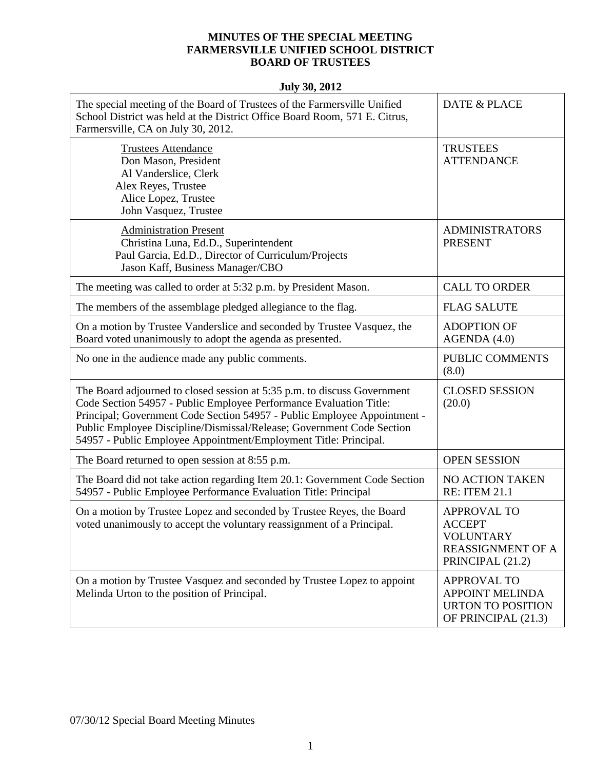# MINUTES OF THE SPECIAL MEETING
# FARMERSVILLE UNIFIED SCHOOL DISTRICT
# BOARD OF TRUSTEES

**July 30, 2012**

| | |
|---|---|
| The special meeting of the Board of Trustees of the Farmersville Unified School District was held at the District Office Board Room, 571 E. Citrus, Farmersville, CA on July 30, 2012. | DATE & PLACE |
| Trustees Attendance<br>Don Mason, President<br>Al Vanderslice, Clerk<br>Alex Reyes, Trustee<br>Alice Lopez, Trustee<br>John Vasquez, Trustee | TRUSTEES ATTENDANCE |
| Administration Present<br>Christina Luna, Ed.D., Superintendent<br>Paul Garcia, Ed.D., Director of Curriculum/Projects<br>Jason Kaff, Business Manager/CBO | ADMINISTRATORS PRESENT |
| The meeting was called to order at 5:32 p.m. by President Mason. | CALL TO ORDER |
| The members of the assemblage pledged allegiance to the flag. | FLAG SALUTE |
| On a motion by Trustee Vanderslice and seconded by Trustee Vasquez, the Board voted unanimously to adopt the agenda as presented. | ADOPTION OF AGENDA (4.0) |
| No one in the audience made any public comments. | PUBLIC COMMENTS (8.0) |
| The Board adjourned to closed session at 5:35 p.m. to discuss Government Code Section 54957 - Public Employee Performance Evaluation Title: Principal; Government Code Section 54957 - Public Employee Appointment - Public Employee Discipline/Dismissal/Release; Government Code Section 54957 - Public Employee Appointment/Employment Title: Principal. | CLOSED SESSION (20.0) |
| The Board returned to open session at 8:55 p.m. | OPEN SESSION |
| The Board did not take action regarding Item 20.1: Government Code Section 54957 - Public Employee Performance Evaluation Title: Principal | NO ACTION TAKEN RE: ITEM 21.1 |
| On a motion by Trustee Lopez and seconded by Trustee Reyes, the Board voted unanimously to accept the voluntary reassignment of a Principal. | APPROVAL TO ACCEPT VOLUNTARY REASSIGNMENT OF A PRINCIPAL (21.2) |
| On a motion by Trustee Vasquez and seconded by Trustee Lopez to appoint Melinda Urton to the position of Principal. | APPROVAL TO APPOINT MELINDA URTON TO POSITION OF PRINCIPAL (21.3) |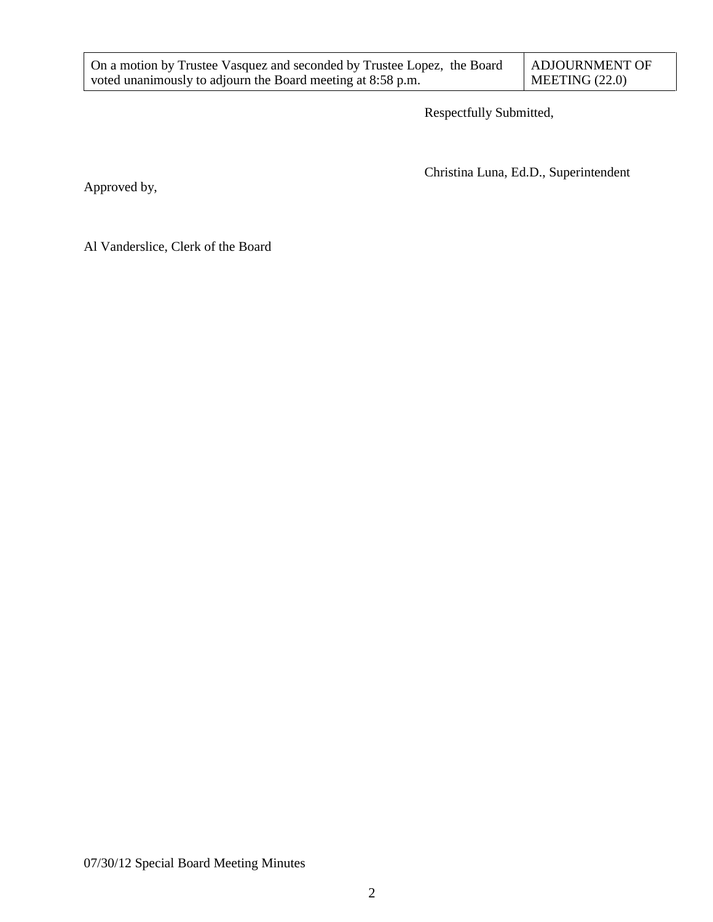| | |
|---|---|
| On a motion by Trustee Vasquez and seconded by Trustee Lopez, the Board voted unanimously to adjourn the Board meeting at 8:58 p.m. | ADJOURNMENT OF MEETING (22.0) |

Respectfully Submitted,

Christina Luna, Ed.D., Superintendent

Approved by,

Al Vanderslice, Clerk of the Board

07/30/12 Special Board Meeting Minutes